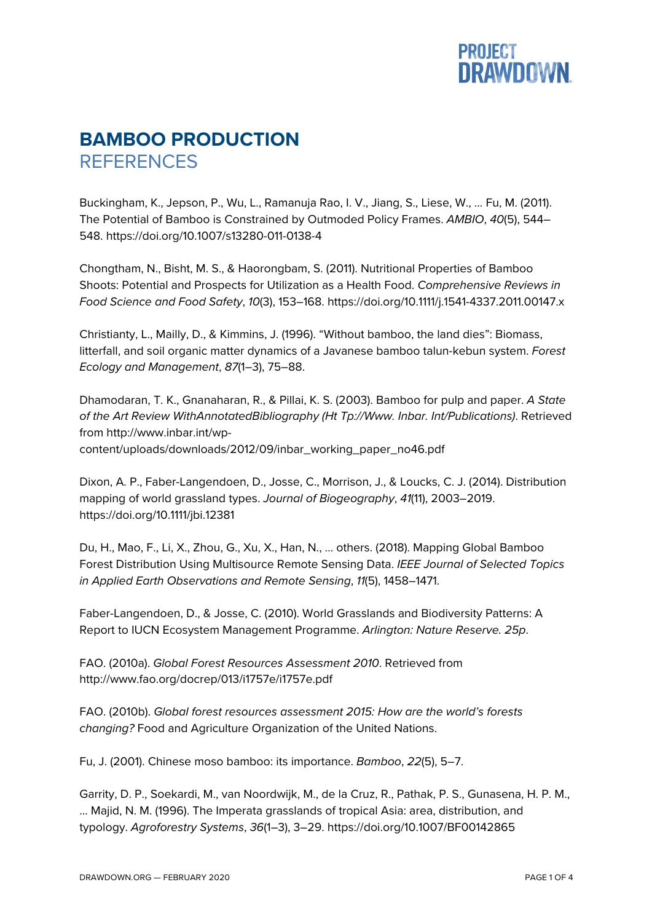# BAMBOO PRODUCTION
## REFERENCES

Buckingham, K., Jepson, P., Wu, L., Ramanuja Rao, I. V., Jiang, S., Liese, W., … Fu, M. (2011). The Potential of Bamboo is Constrained by Outmoded Policy Frames. *AMBIO*, *40*(5), 544–548. https://doi.org/10.1007/s13280-011-0138-4

Chongtham, N., Bisht, M. S., & Haorongbam, S. (2011). Nutritional Properties of Bamboo Shoots: Potential and Prospects for Utilization as a Health Food. *Comprehensive Reviews in Food Science and Food Safety*, *10*(3), 153–168. https://doi.org/10.1111/j.1541-4337.2011.00147.x

Christianty, L., Mailly, D., & Kimmins, J. (1996). “Without bamboo, the land dies”: Biomass, litterfall, and soil organic matter dynamics of a Javanese bamboo talun-kebun system. *Forest Ecology and Management*, *87*(1–3), 75–88.

Dhamodaran, T. K., Gnanaharan, R., & Pillai, K. S. (2003). Bamboo for pulp and paper. *A State of the Art Review WithAnnotatedBibliography (Ht Tp://Www. Inbar. Int/Publications)*. Retrieved from http://www.inbar.int/wp-content/uploads/downloads/2012/09/inbar_working_paper_no46.pdf

Dixon, A. P., Faber-Langendoen, D., Josse, C., Morrison, J., & Loucks, C. J. (2014). Distribution mapping of world grassland types. *Journal of Biogeography*, *41*(11), 2003–2019. https://doi.org/10.1111/jbi.12381

Du, H., Mao, F., Li, X., Zhou, G., Xu, X., Han, N., … others. (2018). Mapping Global Bamboo Forest Distribution Using Multisource Remote Sensing Data. *IEEE Journal of Selected Topics in Applied Earth Observations and Remote Sensing*, *11*(5), 1458–1471.

Faber-Langendoen, D., & Josse, C. (2010). World Grasslands and Biodiversity Patterns: A Report to IUCN Ecosystem Management Programme. *Arlington: Nature Reserve. 25p*.

FAO. (2010a). *Global Forest Resources Assessment 2010*. Retrieved from http://www.fao.org/docrep/013/i1757e/i1757e.pdf

FAO. (2010b). *Global forest resources assessment 2015: How are the world’s forests changing?* Food and Agriculture Organization of the United Nations.

Fu, J. (2001). Chinese moso bamboo: its importance. *Bamboo*, *22*(5), 5–7.

Garrity, D. P., Soekardi, M., van Noordwijk, M., de la Cruz, R., Pathak, P. S., Gunasena, H. P. M., … Majid, N. M. (1996). The Imperata grasslands of tropical Asia: area, distribution, and typology. *Agroforestry Systems*, *36*(1–3), 3–29. https://doi.org/10.1007/BF00142865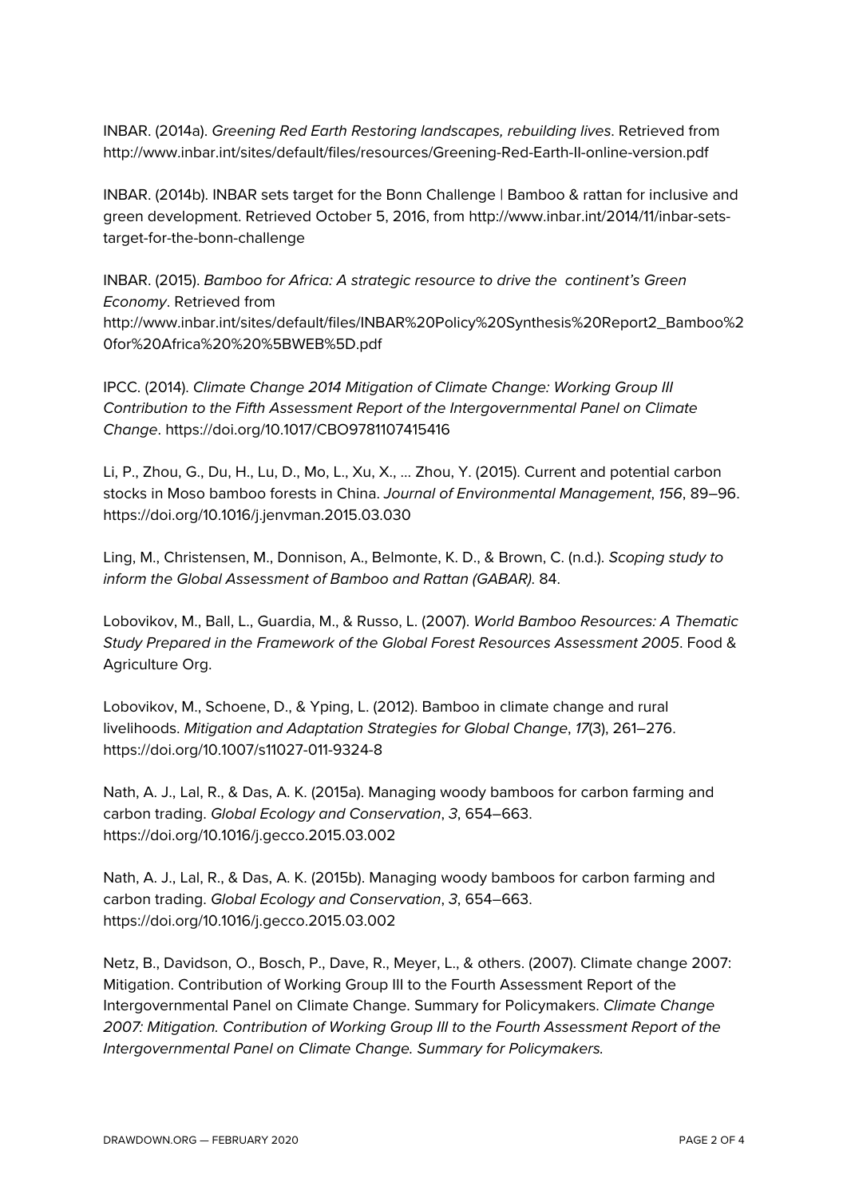INBAR. (2014a). *Greening Red Earth Restoring landscapes, rebuilding lives*. Retrieved from http://www.inbar.int/sites/default/files/resources/Greening-Red-Earth-II-online-version.pdf

INBAR. (2014b). INBAR sets target for the Bonn Challenge | Bamboo & rattan for inclusive and green development. Retrieved October 5, 2016, from http://www.inbar.int/2014/11/inbar-sets-target-for-the-bonn-challenge

INBAR. (2015). *Bamboo for Africa: A strategic resource to drive the continent's Green Economy*. Retrieved from http://www.inbar.int/sites/default/files/INBAR%20Policy%20Synthesis%20Report2_Bamboo%20for%20Africa%20%20%5BWEB%5D.pdf

IPCC. (2014). *Climate Change 2014 Mitigation of Climate Change: Working Group III Contribution to the Fifth Assessment Report of the Intergovernmental Panel on Climate Change*. https://doi.org/10.1017/CBO9781107415416

Li, P., Zhou, G., Du, H., Lu, D., Mo, L., Xu, X., … Zhou, Y. (2015). Current and potential carbon stocks in Moso bamboo forests in China. *Journal of Environmental Management*, *156*, 89–96. https://doi.org/10.1016/j.jenvman.2015.03.030

Ling, M., Christensen, M., Donnison, A., Belmonte, K. D., & Brown, C. (n.d.). *Scoping study to inform the Global Assessment of Bamboo and Rattan (GABAR)*. 84.

Lobovikov, M., Ball, L., Guardia, M., & Russo, L. (2007). *World Bamboo Resources: A Thematic Study Prepared in the Framework of the Global Forest Resources Assessment 2005*. Food & Agriculture Org.

Lobovikov, M., Schoene, D., & Yping, L. (2012). Bamboo in climate change and rural livelihoods. *Mitigation and Adaptation Strategies for Global Change*, *17*(3), 261–276. https://doi.org/10.1007/s11027-011-9324-8

Nath, A. J., Lal, R., & Das, A. K. (2015a). Managing woody bamboos for carbon farming and carbon trading. *Global Ecology and Conservation*, *3*, 654–663. https://doi.org/10.1016/j.gecco.2015.03.002

Nath, A. J., Lal, R., & Das, A. K. (2015b). Managing woody bamboos for carbon farming and carbon trading. *Global Ecology and Conservation*, *3*, 654–663. https://doi.org/10.1016/j.gecco.2015.03.002

Netz, B., Davidson, O., Bosch, P., Dave, R., Meyer, L., & others. (2007). Climate change 2007: Mitigation. Contribution of Working Group III to the Fourth Assessment Report of the Intergovernmental Panel on Climate Change. Summary for Policymakers. *Climate Change 2007: Mitigation. Contribution of Working Group III to the Fourth Assessment Report of the Intergovernmental Panel on Climate Change. Summary for Policymakers.*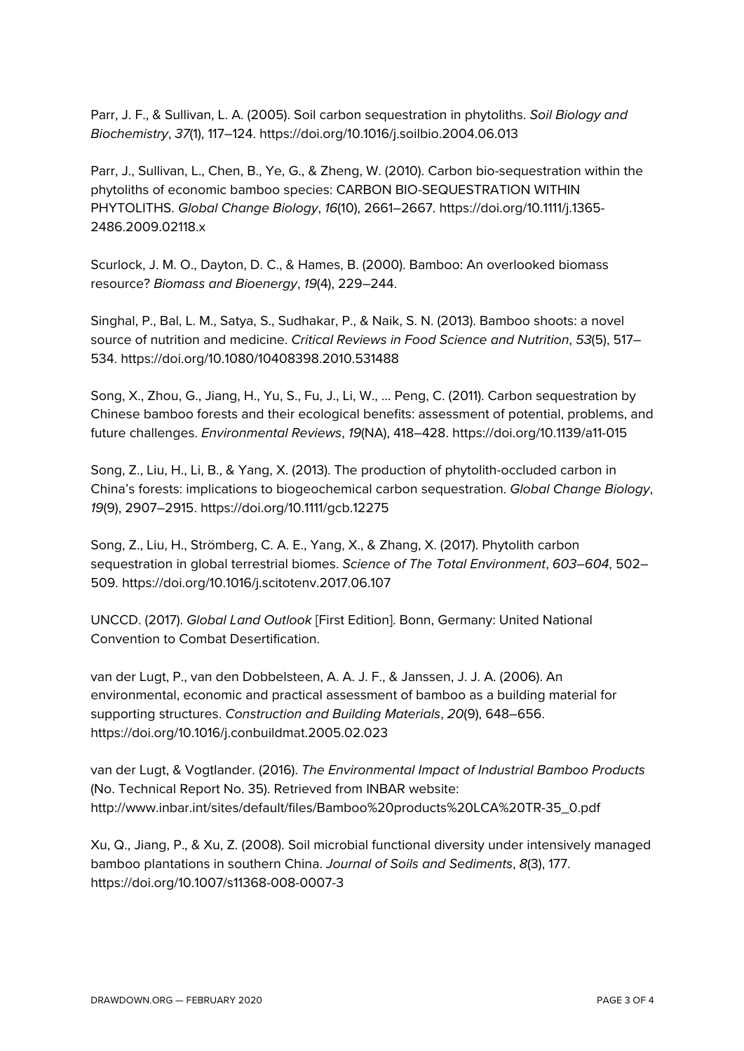Parr, J. F., & Sullivan, L. A. (2005). Soil carbon sequestration in phytoliths. *Soil Biology and Biochemistry*, *37*(1), 117–124. https://doi.org/10.1016/j.soilbio.2004.06.013

Parr, J., Sullivan, L., Chen, B., Ye, G., & Zheng, W. (2010). Carbon bio-sequestration within the phytoliths of economic bamboo species: CARBON BIO-SEQUESTRATION WITHIN PHYTOLITHS. *Global Change Biology*, *16*(10), 2661–2667. https://doi.org/10.1111/j.1365-2486.2009.02118.x

Scurlock, J. M. O., Dayton, D. C., & Hames, B. (2000). Bamboo: An overlooked biomass resource? *Biomass and Bioenergy*, *19*(4), 229–244.

Singhal, P., Bal, L. M., Satya, S., Sudhakar, P., & Naik, S. N. (2013). Bamboo shoots: a novel source of nutrition and medicine. *Critical Reviews in Food Science and Nutrition*, *53*(5), 517–534. https://doi.org/10.1080/10408398.2010.531488

Song, X., Zhou, G., Jiang, H., Yu, S., Fu, J., Li, W., … Peng, C. (2011). Carbon sequestration by Chinese bamboo forests and their ecological benefits: assessment of potential, problems, and future challenges. *Environmental Reviews*, *19*(NA), 418–428. https://doi.org/10.1139/a11-015

Song, Z., Liu, H., Li, B., & Yang, X. (2013). The production of phytolith-occluded carbon in China's forests: implications to biogeochemical carbon sequestration. *Global Change Biology*, *19*(9), 2907–2915. https://doi.org/10.1111/gcb.12275

Song, Z., Liu, H., Strömberg, C. A. E., Yang, X., & Zhang, X. (2017). Phytolith carbon sequestration in global terrestrial biomes. *Science of The Total Environment*, *603–604*, 502–509. https://doi.org/10.1016/j.scitotenv.2017.06.107

UNCCD. (2017). *Global Land Outlook* [First Edition]. Bonn, Germany: United National Convention to Combat Desertification.

van der Lugt, P., van den Dobbelsteen, A. A. J. F., & Janssen, J. J. A. (2006). An environmental, economic and practical assessment of bamboo as a building material for supporting structures. *Construction and Building Materials*, *20*(9), 648–656. https://doi.org/10.1016/j.conbuildmat.2005.02.023

van der Lugt, & Vogtlander. (2016). *The Environmental Impact of Industrial Bamboo Products* (No. Technical Report No. 35). Retrieved from INBAR website: http://www.inbar.int/sites/default/files/Bamboo%20products%20LCA%20TR-35_0.pdf

Xu, Q., Jiang, P., & Xu, Z. (2008). Soil microbial functional diversity under intensively managed bamboo plantations in southern China. *Journal of Soils and Sediments*, *8*(3), 177. https://doi.org/10.1007/s11368-008-0007-3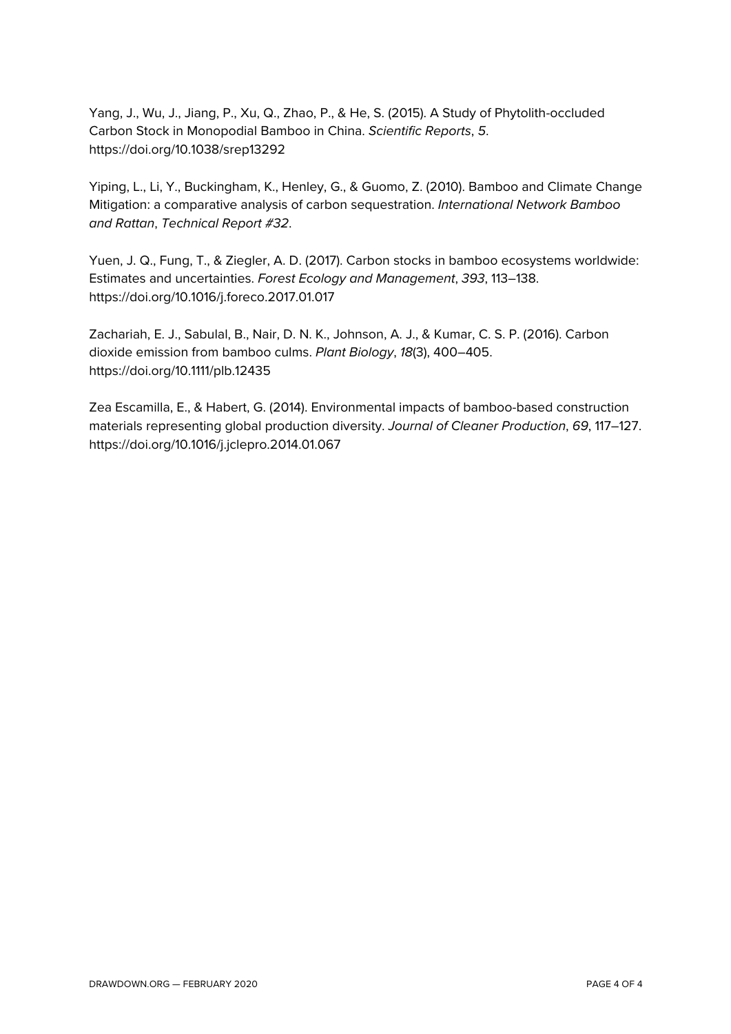Yang, J., Wu, J., Jiang, P., Xu, Q., Zhao, P., & He, S. (2015). A Study of Phytolith-occluded Carbon Stock in Monopodial Bamboo in China. *Scientific Reports*, *5*. https://doi.org/10.1038/srep13292

Yiping, L., Li, Y., Buckingham, K., Henley, G., & Guomo, Z. (2010). Bamboo and Climate Change Mitigation: a comparative analysis of carbon sequestration. *International Network Bamboo and Rattan*, *Technical Report #32*.

Yuen, J. Q., Fung, T., & Ziegler, A. D. (2017). Carbon stocks in bamboo ecosystems worldwide: Estimates and uncertainties. *Forest Ecology and Management*, *393*, 113–138. https://doi.org/10.1016/j.foreco.2017.01.017

Zachariah, E. J., Sabulal, B., Nair, D. N. K., Johnson, A. J., & Kumar, C. S. P. (2016). Carbon dioxide emission from bamboo culms. *Plant Biology*, *18*(3), 400–405. https://doi.org/10.1111/plb.12435

Zea Escamilla, E., & Habert, G. (2014). Environmental impacts of bamboo-based construction materials representing global production diversity. *Journal of Cleaner Production*, *69*, 117–127. https://doi.org/10.1016/j.jclepro.2014.01.067